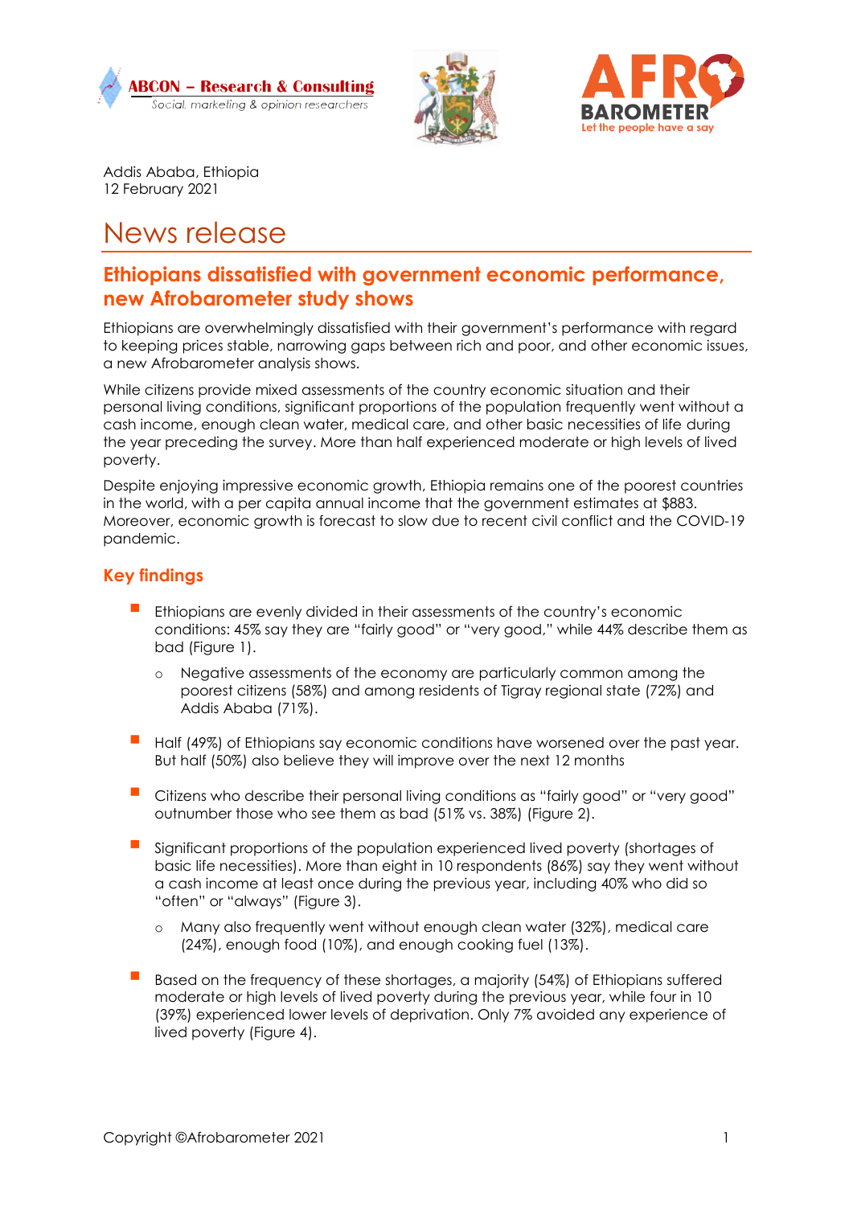Addis Ababa, Ethiopia
12 February 2021

# News release

## Ethiopians dissatisfied with government economic performance, new Afrobarometer study shows

Ethiopians are overwhelmingly dissatisfied with their government's performance with regard to keeping prices stable, narrowing gaps between rich and poor, and other economic issues, a new Afrobarometer analysis shows.

While citizens provide mixed assessments of the country economic situation and their personal living conditions, significant proportions of the population frequently went without a cash income, enough clean water, medical care, and other basic necessities of life during the year preceding the survey. More than half experienced moderate or high levels of lived poverty.

Despite enjoying impressive economic growth, Ethiopia remains one of the poorest countries in the world, with a per capita annual income that the government estimates at $883. Moreover, economic growth is forecast to slow due to recent civil conflict and the COVID-19 pandemic.

### Key findings

- Ethiopians are evenly divided in their assessments of the country's economic conditions: 45% say they are "fairly good" or "very good," while 44% describe them as bad (Figure 1).
  - Negative assessments of the economy are particularly common among the poorest citizens (58%) and among residents of Tigray regional state (72%) and Addis Ababa (71%).
- Half (49%) of Ethiopians say economic conditions have worsened over the past year. But half (50%) also believe they will improve over the next 12 months
- Citizens who describe their personal living conditions as "fairly good" or "very good" outnumber those who see them as bad (51% vs. 38%) (Figure 2).
- Significant proportions of the population experienced lived poverty (shortages of basic life necessities). More than eight in 10 respondents (86%) say they went without a cash income at least once during the previous year, including 40% who did so "often" or "always" (Figure 3).
  - Many also frequently went without enough clean water (32%), medical care (24%), enough food (10%), and enough cooking fuel (13%).
- Based on the frequency of these shortages, a majority (54%) of Ethiopians suffered moderate or high levels of lived poverty during the previous year, while four in 10 (39%) experienced lower levels of deprivation. Only 7% avoided any experience of lived poverty (Figure 4).

Copyright ©Afrobarometer 2021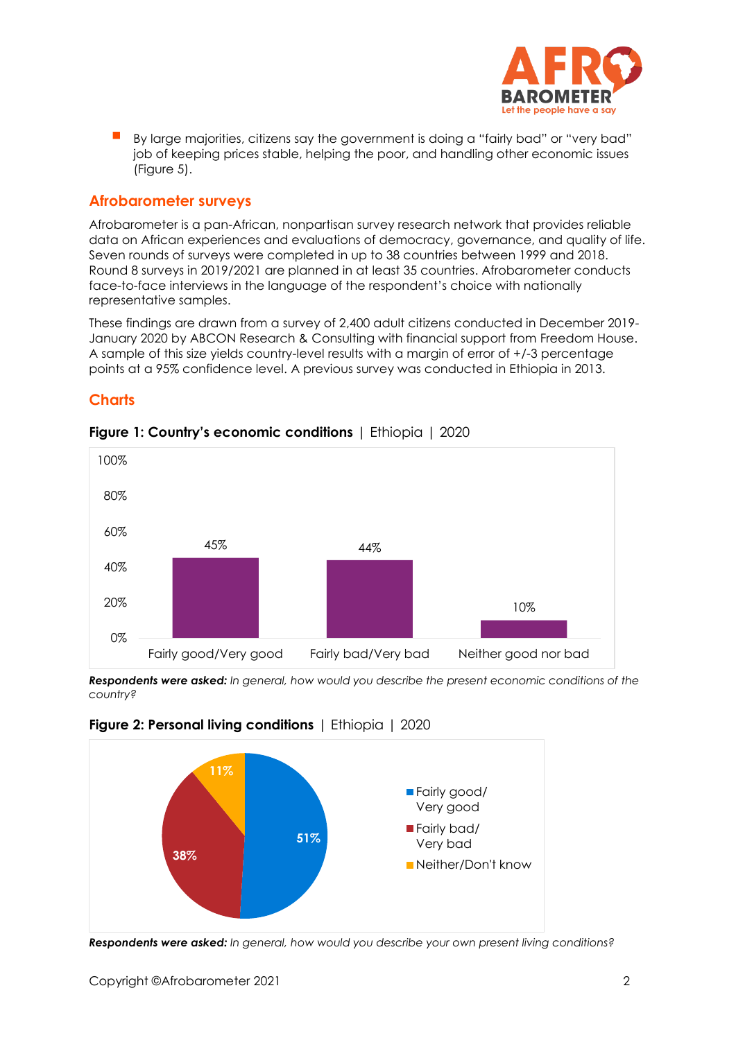- By large majorities, citizens say the government is doing a "fairly bad" or "very bad" job of keeping prices stable, helping the poor, and handling other economic issues (Figure 5).

## Afrobarometer surveys

Afrobarometer is a pan-African, nonpartisan survey research network that provides reliable data on African experiences and evaluations of democracy, governance, and quality of life. Seven rounds of surveys were completed in up to 38 countries between 1999 and 2018. Round 8 surveys in 2019/2021 are planned in at least 35 countries. Afrobarometer conducts face-to-face interviews in the language of the respondent's choice with nationally representative samples.

These findings are drawn from a survey of 2,400 adult citizens conducted in December 2019-January 2020 by ABCON Research & Consulting with financial support from Freedom House. A sample of this size yields country-level results with a margin of error of +/-3 percentage points at a 95% confidence level. A previous survey was conducted in Ethiopia in 2013.

## Charts

**Figure 1: Country's economic conditions** | Ethiopia | 2020

| Response | % |
|---|---|
| Fairly good/Very good | 45% |
| Fairly bad/Very bad | 44% |
| Neither good nor bad | 10% |

***Respondents were asked:*** *In general, how would you describe the present economic conditions of the country?*

**Figure 2: Personal living conditions** | Ethiopia | 2020

| Response | % |
|---|---|
| Fairly good/ Very good | 51% |
| Fairly bad/ Very bad | 38% |
| Neither/Don't know | 11% |

***Respondents were asked:*** *In general, how would you describe your own present living conditions?*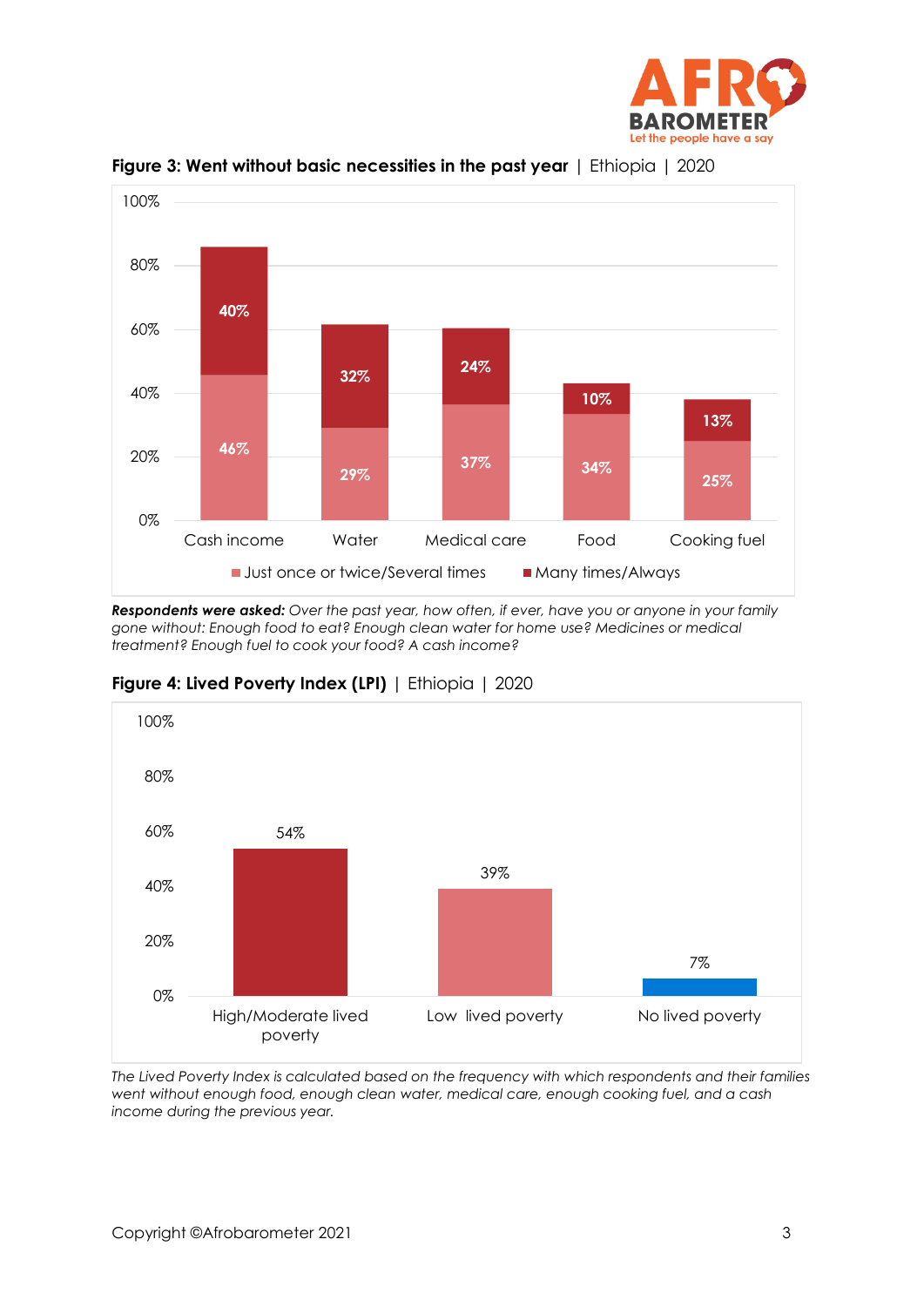**Figure 3: Went without basic necessities in the past year** | Ethiopia | 2020

| | Just once or twice/Several times | Many times/Always |
|---|---|---|
| Cash income | 46% | 40% |
| Water | 29% | 32% |
| Medical care | 37% | 24% |
| Food | 34% | 10% |
| Cooking fuel | 25% | 13% |

***Respondents were asked:*** *Over the past year, how often, if ever, have you or anyone in your family gone without: Enough food to eat? Enough clean water for home use? Medicines or medical treatment? Enough fuel to cook your food? A cash income?*

**Figure 4: Lived Poverty Index (LPI)** | Ethiopia | 2020

| High/Moderate lived poverty | Low lived poverty | No lived poverty |
|---|---|---|
| 54% | 39% | 7% |

*The Lived Poverty Index is calculated based on the frequency with which respondents and their families went without enough food, enough clean water, medical care, enough cooking fuel, and a cash income during the previous year.*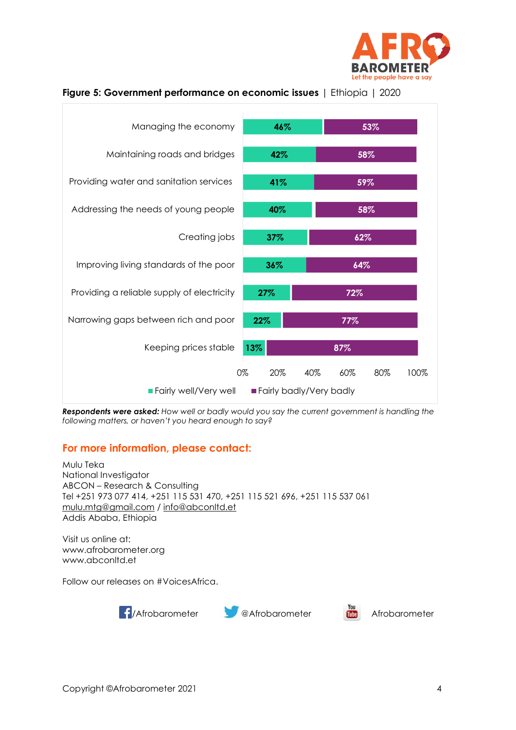**Figure 5: Government performance on economic issues** | Ethiopia | 2020

Managing the economy 46% 53%

Maintaining roads and bridges 42% 58%

Providing water and sanitation services 41% 59%

Addressing the needs of young people 40% 58%

Creating jobs 37% 62%

Improving living standards of the poor 36% 64%

Providing a reliable supply of electricity 27% 72%

Narrowing gaps between rich and poor 22% 77%

Keeping prices stable 13% 87%

0% 20% 40% 60% 80% 100%

Fairly well/Very well | Fairly badly/Very badly

***Respondents were asked:*** *How well or badly would you say the current government is handling the following matters, or haven't you heard enough to say?*

## For more information, please contact:

Mulu Teka
National Investigator
ABCON – Research & Consulting
Tel +251 973 077 414, +251 115 531 470, +251 115 521 696, +251 115 537 061
mulu.mtg@gmail.com / info@abconltd.et
Addis Ababa, Ethiopia

Visit us online at:
www.afrobarometer.org
www.abconltd.et

Follow our releases on #VoicesAfrica.

/Afrobarometer @Afrobarometer Afrobarometer

Copyright ©Afrobarometer 2021